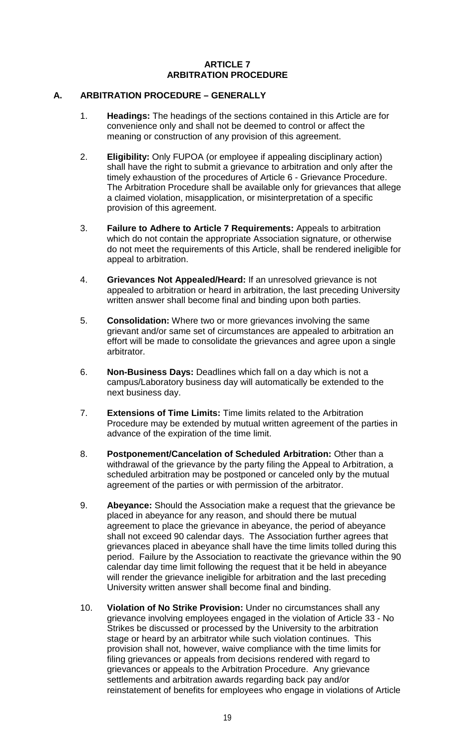# ARTICLE 7
# ARBITRATION PROCEDURE

## A. ARBITRATION PROCEDURE – GENERALLY

1. **Headings:** The headings of the sections contained in this Article are for convenience only and shall not be deemed to control or affect the meaning or construction of any provision of this agreement.

2. **Eligibility:** Only FUPOA (or employee if appealing disciplinary action) shall have the right to submit a grievance to arbitration and only after the timely exhaustion of the procedures of Article 6 - Grievance Procedure. The Arbitration Procedure shall be available only for grievances that allege a claimed violation, misapplication, or misinterpretation of a specific provision of this agreement.

3. **Failure to Adhere to Article 7 Requirements:** Appeals to arbitration which do not contain the appropriate Association signature, or otherwise do not meet the requirements of this Article, shall be rendered ineligible for appeal to arbitration.

4. **Grievances Not Appealed/Heard:** If an unresolved grievance is not appealed to arbitration or heard in arbitration, the last preceding University written answer shall become final and binding upon both parties.

5. **Consolidation:** Where two or more grievances involving the same grievant and/or same set of circumstances are appealed to arbitration an effort will be made to consolidate the grievances and agree upon a single arbitrator.

6. **Non-Business Days:** Deadlines which fall on a day which is not a campus/Laboratory business day will automatically be extended to the next business day.

7. **Extensions of Time Limits:** Time limits related to the Arbitration Procedure may be extended by mutual written agreement of the parties in advance of the expiration of the time limit.

8. **Postponement/Cancelation of Scheduled Arbitration:** Other than a withdrawal of the grievance by the party filing the Appeal to Arbitration, a scheduled arbitration may be postponed or canceled only by the mutual agreement of the parties or with permission of the arbitrator.

9. **Abeyance:** Should the Association make a request that the grievance be placed in abeyance for any reason, and should there be mutual agreement to place the grievance in abeyance, the period of abeyance shall not exceed 90 calendar days. The Association further agrees that grievances placed in abeyance shall have the time limits tolled during this period. Failure by the Association to reactivate the grievance within the 90 calendar day time limit following the request that it be held in abeyance will render the grievance ineligible for arbitration and the last preceding University written answer shall become final and binding.

10. **Violation of No Strike Provision:** Under no circumstances shall any grievance involving employees engaged in the violation of Article 33 - No Strikes be discussed or processed by the University to the arbitration stage or heard by an arbitrator while such violation continues. This provision shall not, however, waive compliance with the time limits for filing grievances or appeals from decisions rendered with regard to grievances or appeals to the Arbitration Procedure. Any grievance settlements and arbitration awards regarding back pay and/or reinstatement of benefits for employees who engage in violations of Article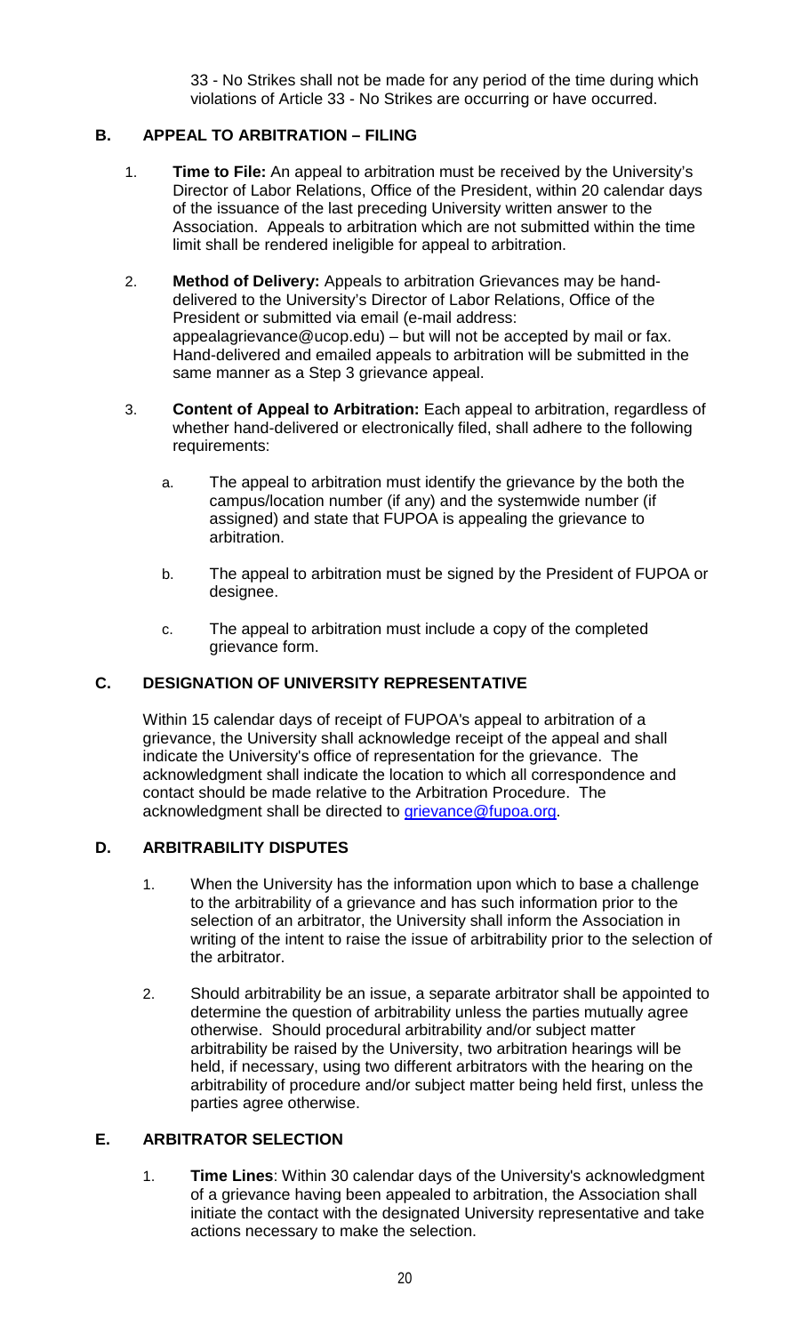33 - No Strikes shall not be made for any period of the time during which violations of Article 33 - No Strikes are occurring or have occurred.

## B. APPEAL TO ARBITRATION – FILING

1. **Time to File:** An appeal to arbitration must be received by the University's Director of Labor Relations, Office of the President, within 20 calendar days of the issuance of the last preceding University written answer to the Association. Appeals to arbitration which are not submitted within the time limit shall be rendered ineligible for appeal to arbitration.

2. **Method of Delivery:** Appeals to arbitration Grievances may be hand-delivered to the University's Director of Labor Relations, Office of the President or submitted via email (e-mail address: appealagrievance@ucop.edu) – but will not be accepted by mail or fax. Hand-delivered and emailed appeals to arbitration will be submitted in the same manner as a Step 3 grievance appeal.

3. **Content of Appeal to Arbitration:** Each appeal to arbitration, regardless of whether hand-delivered or electronically filed, shall adhere to the following requirements:

   a. The appeal to arbitration must identify the grievance by the both the campus/location number (if any) and the systemwide number (if assigned) and state that FUPOA is appealing the grievance to arbitration.

   b. The appeal to arbitration must be signed by the President of FUPOA or designee.

   c. The appeal to arbitration must include a copy of the completed grievance form.

## C. DESIGNATION OF UNIVERSITY REPRESENTATIVE

Within 15 calendar days of receipt of FUPOA's appeal to arbitration of a grievance, the University shall acknowledge receipt of the appeal and shall indicate the University's office of representation for the grievance. The acknowledgment shall indicate the location to which all correspondence and contact should be made relative to the Arbitration Procedure. The acknowledgment shall be directed to grievance@fupoa.org.

## D. ARBITRABILITY DISPUTES

1. When the University has the information upon which to base a challenge to the arbitrability of a grievance and has such information prior to the selection of an arbitrator, the University shall inform the Association in writing of the intent to raise the issue of arbitrability prior to the selection of the arbitrator.

2. Should arbitrability be an issue, a separate arbitrator shall be appointed to determine the question of arbitrability unless the parties mutually agree otherwise. Should procedural arbitrability and/or subject matter arbitrability be raised by the University, two arbitration hearings will be held, if necessary, using two different arbitrators with the hearing on the arbitrability of procedure and/or subject matter being held first, unless the parties agree otherwise.

## E. ARBITRATOR SELECTION

1. **Time Lines**: Within 30 calendar days of the University's acknowledgment of a grievance having been appealed to arbitration, the Association shall initiate the contact with the designated University representative and take actions necessary to make the selection.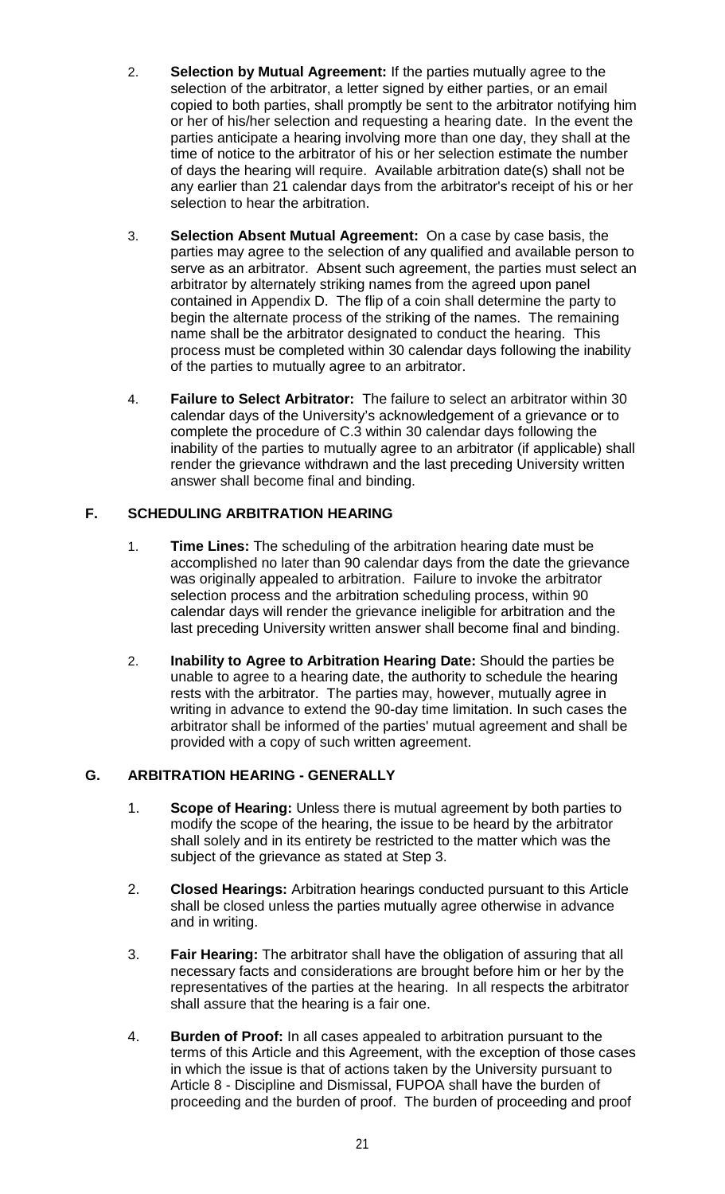2. **Selection by Mutual Agreement:** If the parties mutually agree to the selection of the arbitrator, a letter signed by either parties, or an email copied to both parties, shall promptly be sent to the arbitrator notifying him or her of his/her selection and requesting a hearing date. In the event the parties anticipate a hearing involving more than one day, they shall at the time of notice to the arbitrator of his or her selection estimate the number of days the hearing will require. Available arbitration date(s) shall not be any earlier than 21 calendar days from the arbitrator's receipt of his or her selection to hear the arbitration.

3. **Selection Absent Mutual Agreement:** On a case by case basis, the parties may agree to the selection of any qualified and available person to serve as an arbitrator. Absent such agreement, the parties must select an arbitrator by alternately striking names from the agreed upon panel contained in Appendix D. The flip of a coin shall determine the party to begin the alternate process of the striking of the names. The remaining name shall be the arbitrator designated to conduct the hearing. This process must be completed within 30 calendar days following the inability of the parties to mutually agree to an arbitrator.

4. **Failure to Select Arbitrator:** The failure to select an arbitrator within 30 calendar days of the University's acknowledgement of a grievance or to complete the procedure of C.3 within 30 calendar days following the inability of the parties to mutually agree to an arbitrator (if applicable) shall render the grievance withdrawn and the last preceding University written answer shall become final and binding.

## F. SCHEDULING ARBITRATION HEARING

1. **Time Lines:** The scheduling of the arbitration hearing date must be accomplished no later than 90 calendar days from the date the grievance was originally appealed to arbitration. Failure to invoke the arbitrator selection process and the arbitration scheduling process, within 90 calendar days will render the grievance ineligible for arbitration and the last preceding University written answer shall become final and binding.

2. **Inability to Agree to Arbitration Hearing Date:** Should the parties be unable to agree to a hearing date, the authority to schedule the hearing rests with the arbitrator. The parties may, however, mutually agree in writing in advance to extend the 90-day time limitation. In such cases the arbitrator shall be informed of the parties' mutual agreement and shall be provided with a copy of such written agreement.

## G. ARBITRATION HEARING - GENERALLY

1. **Scope of Hearing:** Unless there is mutual agreement by both parties to modify the scope of the hearing, the issue to be heard by the arbitrator shall solely and in its entirety be restricted to the matter which was the subject of the grievance as stated at Step 3.

2. **Closed Hearings:** Arbitration hearings conducted pursuant to this Article shall be closed unless the parties mutually agree otherwise in advance and in writing.

3. **Fair Hearing:** The arbitrator shall have the obligation of assuring that all necessary facts and considerations are brought before him or her by the representatives of the parties at the hearing. In all respects the arbitrator shall assure that the hearing is a fair one.

4. **Burden of Proof:** In all cases appealed to arbitration pursuant to the terms of this Article and this Agreement, with the exception of those cases in which the issue is that of actions taken by the University pursuant to Article 8 - Discipline and Dismissal, FUPOA shall have the burden of proceeding and the burden of proof. The burden of proceeding and proof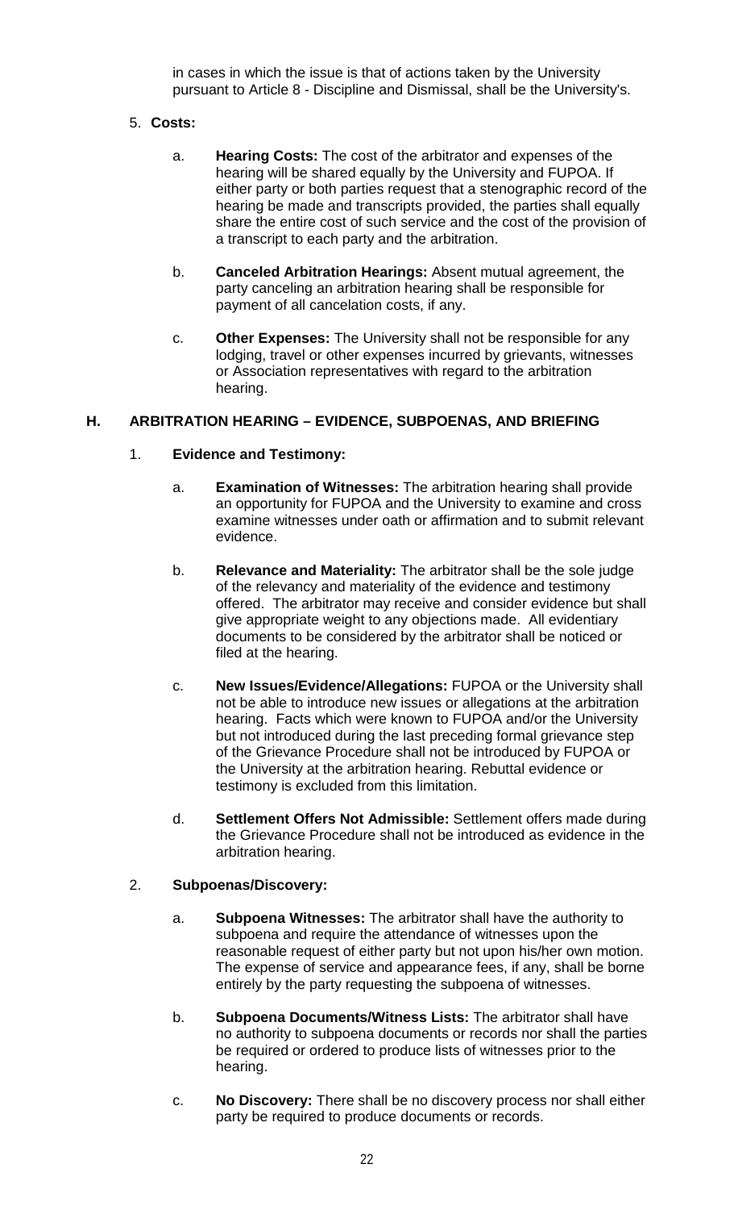in cases in which the issue is that of actions taken by the University pursuant to Article 8 - Discipline and Dismissal, shall be the University's.

5. **Costs:**

   a. **Hearing Costs:** The cost of the arbitrator and expenses of the hearing will be shared equally by the University and FUPOA. If either party or both parties request that a stenographic record of the hearing be made and transcripts provided, the parties shall equally share the entire cost of such service and the cost of the provision of a transcript to each party and the arbitration.

   b. **Canceled Arbitration Hearings:** Absent mutual agreement, the party canceling an arbitration hearing shall be responsible for payment of all cancelation costs, if any.

   c. **Other Expenses:** The University shall not be responsible for any lodging, travel or other expenses incurred by grievants, witnesses or Association representatives with regard to the arbitration hearing.

## H. ARBITRATION HEARING – EVIDENCE, SUBPOENAS, AND BRIEFING

1. **Evidence and Testimony:**

   a. **Examination of Witnesses:** The arbitration hearing shall provide an opportunity for FUPOA and the University to examine and cross examine witnesses under oath or affirmation and to submit relevant evidence.

   b. **Relevance and Materiality:** The arbitrator shall be the sole judge of the relevancy and materiality of the evidence and testimony offered. The arbitrator may receive and consider evidence but shall give appropriate weight to any objections made. All evidentiary documents to be considered by the arbitrator shall be noticed or filed at the hearing.

   c. **New Issues/Evidence/Allegations:** FUPOA or the University shall not be able to introduce new issues or allegations at the arbitration hearing. Facts which were known to FUPOA and/or the University but not introduced during the last preceding formal grievance step of the Grievance Procedure shall not be introduced by FUPOA or the University at the arbitration hearing. Rebuttal evidence or testimony is excluded from this limitation.

   d. **Settlement Offers Not Admissible:** Settlement offers made during the Grievance Procedure shall not be introduced as evidence in the arbitration hearing.

2. **Subpoenas/Discovery:**

   a. **Subpoena Witnesses:** The arbitrator shall have the authority to subpoena and require the attendance of witnesses upon the reasonable request of either party but not upon his/her own motion. The expense of service and appearance fees, if any, shall be borne entirely by the party requesting the subpoena of witnesses.

   b. **Subpoena Documents/Witness Lists:** The arbitrator shall have no authority to subpoena documents or records nor shall the parties be required or ordered to produce lists of witnesses prior to the hearing.

   c. **No Discovery:** There shall be no discovery process nor shall either party be required to produce documents or records.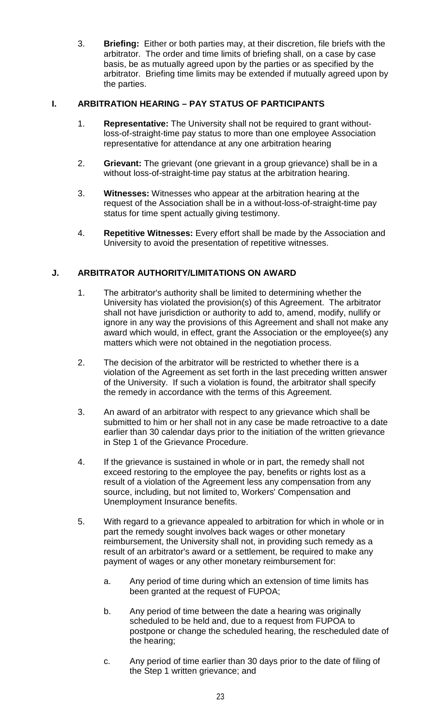3. **Briefing:** Either or both parties may, at their discretion, file briefs with the arbitrator. The order and time limits of briefing shall, on a case by case basis, be as mutually agreed upon by the parties or as specified by the arbitrator. Briefing time limits may be extended if mutually agreed upon by the parties.

## I. ARBITRATION HEARING – PAY STATUS OF PARTICIPANTS

1. **Representative:** The University shall not be required to grant without-loss-of-straight-time pay status to more than one employee Association representative for attendance at any one arbitration hearing

2. **Grievant:** The grievant (one grievant in a group grievance) shall be in a without loss-of-straight-time pay status at the arbitration hearing.

3. **Witnesses:** Witnesses who appear at the arbitration hearing at the request of the Association shall be in a without-loss-of-straight-time pay status for time spent actually giving testimony.

4. **Repetitive Witnesses:** Every effort shall be made by the Association and University to avoid the presentation of repetitive witnesses.

## J. ARBITRATOR AUTHORITY/LIMITATIONS ON AWARD

1. The arbitrator's authority shall be limited to determining whether the University has violated the provision(s) of this Agreement. The arbitrator shall not have jurisdiction or authority to add to, amend, modify, nullify or ignore in any way the provisions of this Agreement and shall not make any award which would, in effect, grant the Association or the employee(s) any matters which were not obtained in the negotiation process.

2. The decision of the arbitrator will be restricted to whether there is a violation of the Agreement as set forth in the last preceding written answer of the University. If such a violation is found, the arbitrator shall specify the remedy in accordance with the terms of this Agreement.

3. An award of an arbitrator with respect to any grievance which shall be submitted to him or her shall not in any case be made retroactive to a date earlier than 30 calendar days prior to the initiation of the written grievance in Step 1 of the Grievance Procedure.

4. If the grievance is sustained in whole or in part, the remedy shall not exceed restoring to the employee the pay, benefits or rights lost as a result of a violation of the Agreement less any compensation from any source, including, but not limited to, Workers' Compensation and Unemployment Insurance benefits.

5. With regard to a grievance appealed to arbitration for which in whole or in part the remedy sought involves back wages or other monetary reimbursement, the University shall not, in providing such remedy as a result of an arbitrator's award or a settlement, be required to make any payment of wages or any other monetary reimbursement for:

   a. Any period of time during which an extension of time limits has been granted at the request of FUPOA;

   b. Any period of time between the date a hearing was originally scheduled to be held and, due to a request from FUPOA to postpone or change the scheduled hearing, the rescheduled date of the hearing;

   c. Any period of time earlier than 30 days prior to the date of filing of the Step 1 written grievance; and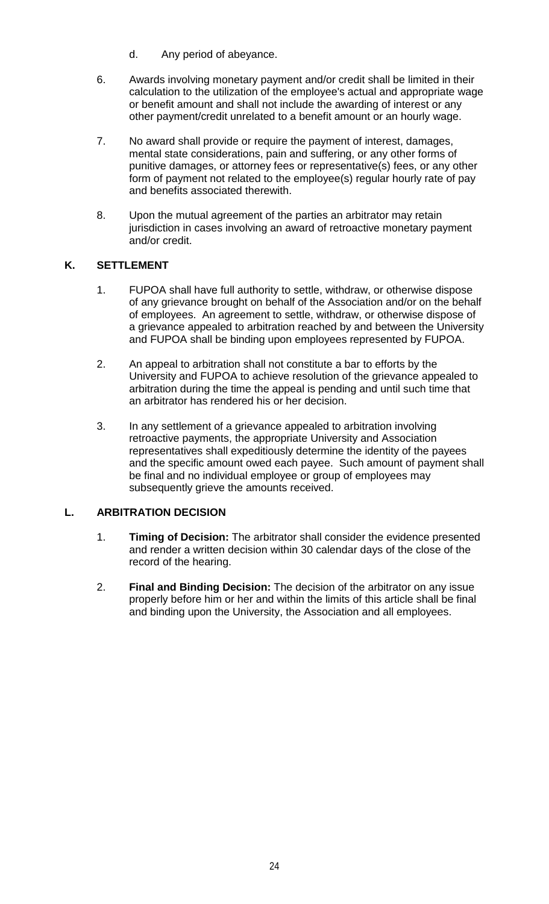d. Any period of abeyance.

6. Awards involving monetary payment and/or credit shall be limited in their calculation to the utilization of the employee's actual and appropriate wage or benefit amount and shall not include the awarding of interest or any other payment/credit unrelated to a benefit amount or an hourly wage.

7. No award shall provide or require the payment of interest, damages, mental state considerations, pain and suffering, or any other forms of punitive damages, or attorney fees or representative(s) fees, or any other form of payment not related to the employee(s) regular hourly rate of pay and benefits associated therewith.

8. Upon the mutual agreement of the parties an arbitrator may retain jurisdiction in cases involving an award of retroactive monetary payment and/or credit.

## K. SETTLEMENT

1. FUPOA shall have full authority to settle, withdraw, or otherwise dispose of any grievance brought on behalf of the Association and/or on the behalf of employees. An agreement to settle, withdraw, or otherwise dispose of a grievance appealed to arbitration reached by and between the University and FUPOA shall be binding upon employees represented by FUPOA.

2. An appeal to arbitration shall not constitute a bar to efforts by the University and FUPOA to achieve resolution of the grievance appealed to arbitration during the time the appeal is pending and until such time that an arbitrator has rendered his or her decision.

3. In any settlement of a grievance appealed to arbitration involving retroactive payments, the appropriate University and Association representatives shall expeditiously determine the identity of the payees and the specific amount owed each payee. Such amount of payment shall be final and no individual employee or group of employees may subsequently grieve the amounts received.

## L. ARBITRATION DECISION

1. **Timing of Decision:** The arbitrator shall consider the evidence presented and render a written decision within 30 calendar days of the close of the record of the hearing.

2. **Final and Binding Decision:** The decision of the arbitrator on any issue properly before him or her and within the limits of this article shall be final and binding upon the University, the Association and all employees.